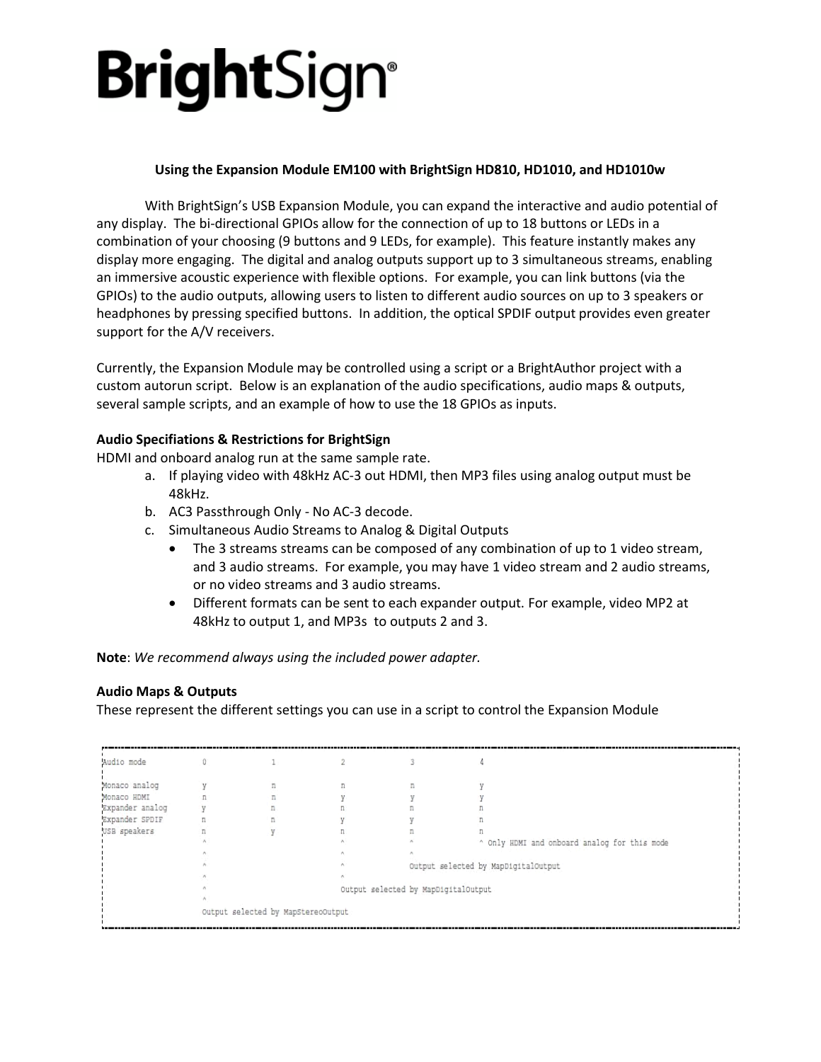# BrightSign®

**Using the Expansion Module EM100 with BrightSign HD810, HD1010, and HD1010w**

With BrightSign's USB Expansion Module, you can expand the interactive and audio potential of any display. The bi-directional GPIOs allow for the connection of up to 18 buttons or LEDs in a combination of your choosing (9 buttons and 9 LEDs, for example). This feature instantly makes any display more engaging. The digital and analog outputs support up to 3 simultaneous streams, enabling an immersive acoustic experience with flexible options. For example, you can link buttons (via the GPIOs) to the audio outputs, allowing users to listen to different audio sources on up to 3 speakers or headphones by pressing specified buttons. In addition, the optical SPDIF output provides even greater support for the A/V receivers.

Currently, the Expansion Module may be controlled using a script or a BrightAuthor project with a custom autorun script. Below is an explanation of the audio specifications, audio maps & outputs, several sample scripts, and an example of how to use the 18 GPIOs as inputs.

**Audio Specifiations & Restrictions for BrightSign**

HDMI and onboard analog run at the same sample rate.

a. If playing video with 48kHz AC-3 out HDMI, then MP3 files using analog output must be 48kHz.
b. AC3 Passthrough Only - No AC-3 decode.
c. Simultaneous Audio Streams to Analog & Digital Outputs
   - The 3 streams streams can be composed of any combination of up to 1 video stream, and 3 audio streams. For example, you may have 1 video stream and 2 audio streams, or no video streams and 3 audio streams.
   - Different formats can be sent to each expander output. For example, video MP2 at 48kHz to output 1, and MP3s to outputs 2 and 3.

**Note**: *We recommend always using the included power adapter.*

**Audio Maps & Outputs**

These represent the different settings you can use in a script to control the Expansion Module

```
Audio mode          0            1            2            3            4

Monaco analog       y            n            n            n            y
Monaco HDMI         n            n            y            y            y
Expander analog     y            n            n            n            n
Expander SPDIF      n            n            y            y            n
USB speakers        n            y            n            n            n
                    ^                         ^            ^            ^ Only HDMI and onboard analog for this mode
                    ^                         ^            ^
                    ^                         ^            Output selected by MapDigitalOutput
                    ^                         ^
                    ^                         Output selected by MapDigitalOutput
                    ^
                    Output selected by MapStereoOutput
```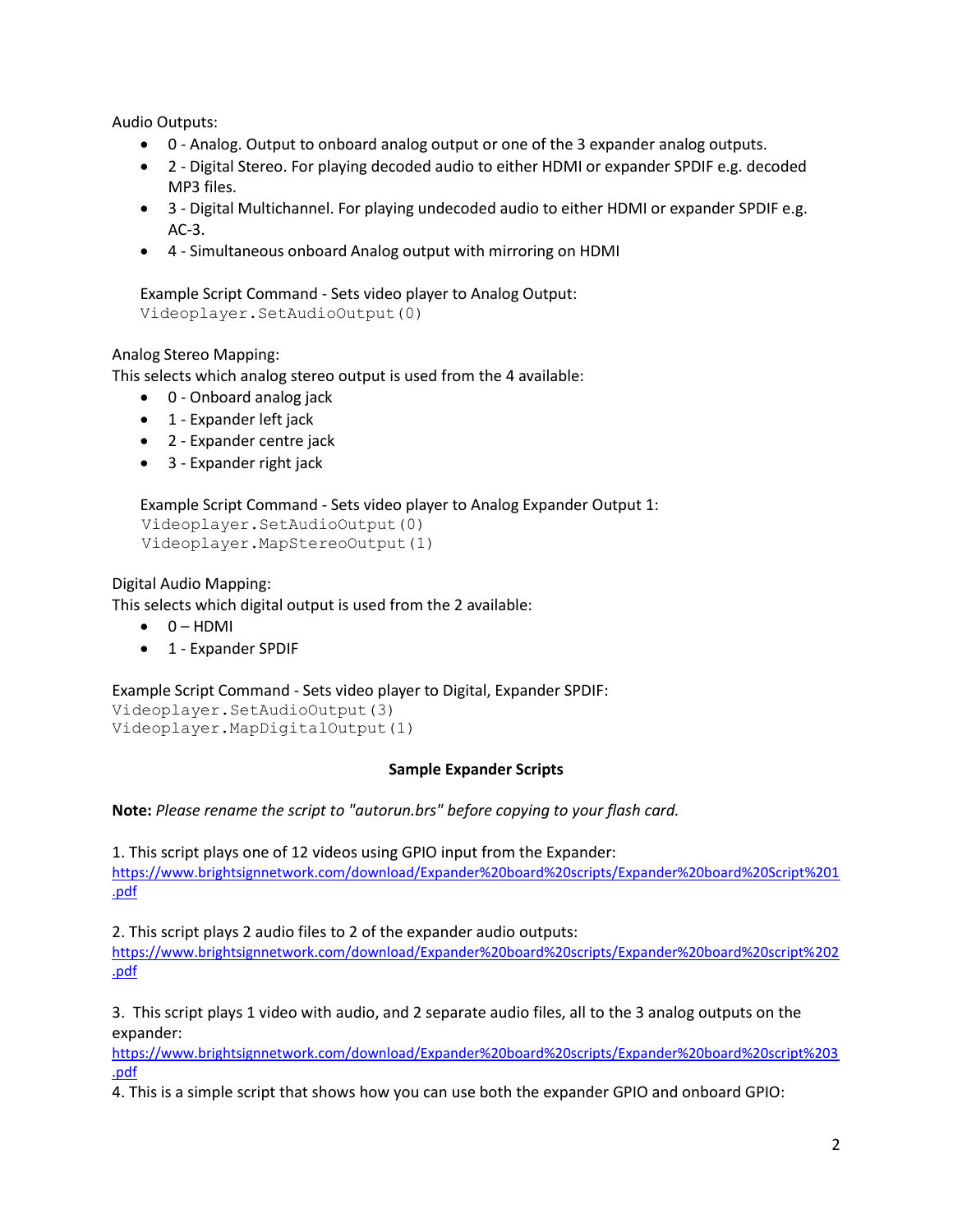Audio Outputs:

- 0 - Analog. Output to onboard analog output or one of the 3 expander analog outputs.
- 2 - Digital Stereo. For playing decoded audio to either HDMI or expander SPDIF e.g. decoded MP3 files.
- 3 - Digital Multichannel. For playing undecoded audio to either HDMI or expander SPDIF e.g. AC-3.
- 4 - Simultaneous onboard Analog output with mirroring on HDMI

Example Script Command - Sets video player to Analog Output:

```
Videoplayer.SetAudioOutput(0)
```

Analog Stereo Mapping:
This selects which analog stereo output is used from the 4 available:

- 0 - Onboard analog jack
- 1 - Expander left jack
- 2 - Expander centre jack
- 3 - Expander right jack

Example Script Command - Sets video player to Analog Expander Output 1:

```
Videoplayer.SetAudioOutput(0)
Videoplayer.MapStereoOutput(1)
```

Digital Audio Mapping:
This selects which digital output is used from the 2 available:

- 0 – HDMI
- 1 - Expander SPDIF

Example Script Command - Sets video player to Digital, Expander SPDIF:

```
Videoplayer.SetAudioOutput(3)
Videoplayer.MapDigitalOutput(1)
```

**Sample Expander Scripts**

**Note:** *Please rename the script to "autorun.brs" before copying to your flash card.*

1. This script plays one of 12 videos using GPIO input from the Expander:
https://www.brightsignnetwork.com/download/Expander%20board%20scripts/Expander%20board%20Script%201.pdf

2. This script plays 2 audio files to 2 of the expander audio outputs:
https://www.brightsignnetwork.com/download/Expander%20board%20scripts/Expander%20board%20script%202.pdf

3. This script plays 1 video with audio, and 2 separate audio files, all to the 3 analog outputs on the expander:
https://www.brightsignnetwork.com/download/Expander%20board%20scripts/Expander%20board%20script%203.pdf

4. This is a simple script that shows how you can use both the expander GPIO and onboard GPIO: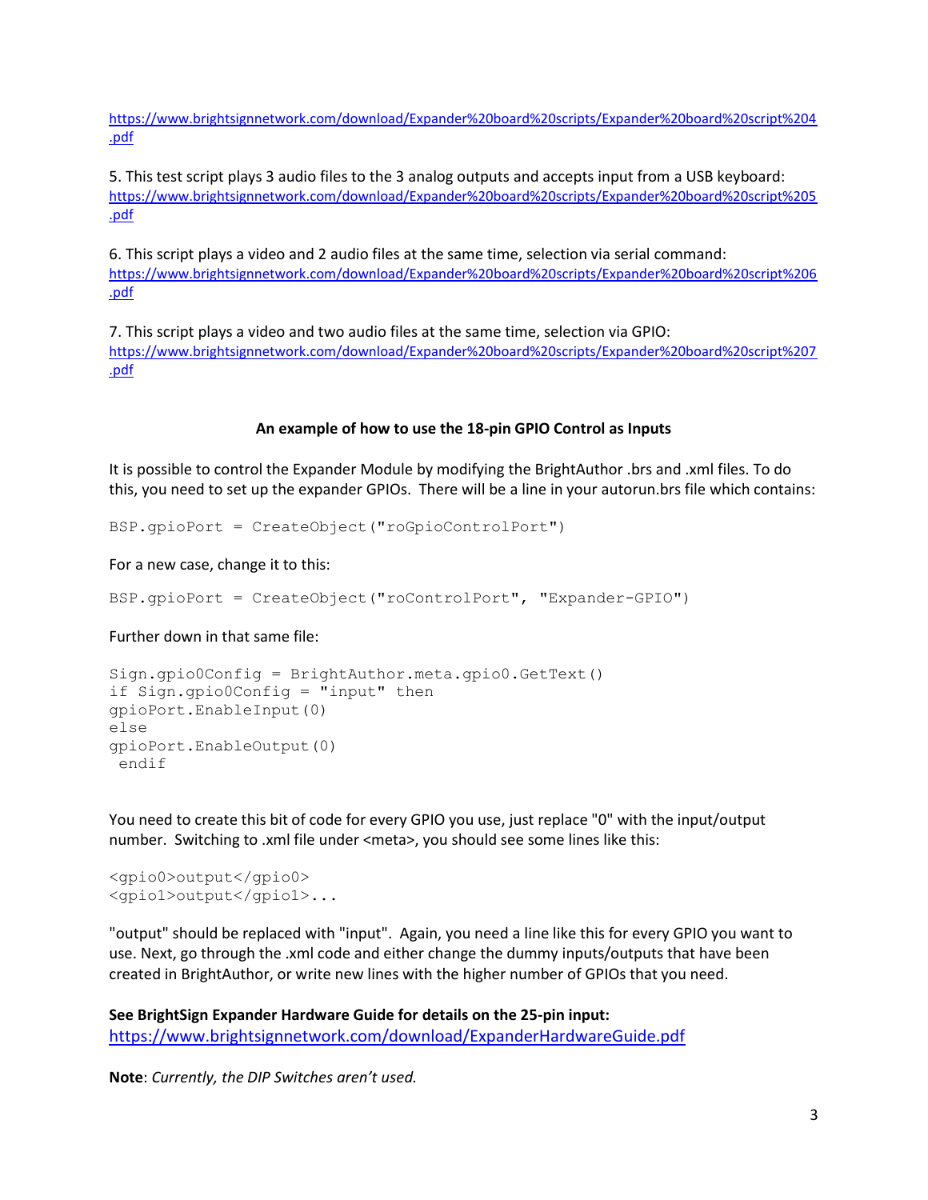https://www.brightsignnetwork.com/download/Expander%20board%20scripts/Expander%20board%20script%204.pdf

5. This test script plays 3 audio files to the 3 analog outputs and accepts input from a USB keyboard: https://www.brightsignnetwork.com/download/Expander%20board%20scripts/Expander%20board%20script%205.pdf

6. This script plays a video and 2 audio files at the same time, selection via serial command: https://www.brightsignnetwork.com/download/Expander%20board%20scripts/Expander%20board%20script%206.pdf

7. This script plays a video and two audio files at the same time, selection via GPIO: https://www.brightsignnetwork.com/download/Expander%20board%20scripts/Expander%20board%20script%207.pdf

**An example of how to use the 18-pin GPIO Control as Inputs**

It is possible to control the Expander Module by modifying the BrightAuthor .brs and .xml files. To do this, you need to set up the expander GPIOs. There will be a line in your autorun.brs file which contains:

```
BSP.gpioPort = CreateObject("roGpioControlPort")
```

For a new case, change it to this:

```
BSP.gpioPort = CreateObject("roControlPort", "Expander-GPIO")
```

Further down in that same file:

```
Sign.gpio0Config = BrightAuthor.meta.gpio0.GetText()
if Sign.gpio0Config = "input" then
gpioPort.EnableInput(0)
else
gpioPort.EnableOutput(0)
 endif
```

You need to create this bit of code for every GPIO you use, just replace "0" with the input/output number. Switching to .xml file under <meta>, you should see some lines like this:

```
<gpio0>output</gpio0>
<gpio1>output</gpio1>...
```

"output" should be replaced with "input". Again, you need a line like this for every GPIO you want to use. Next, go through the .xml code and either change the dummy inputs/outputs that have been created in BrightAuthor, or write new lines with the higher number of GPIOs that you need.

**See BrightSign Expander Hardware Guide for details on the 25-pin input:**
https://www.brightsignnetwork.com/download/ExpanderHardwareGuide.pdf

**Note**: *Currently, the DIP Switches aren't used.*